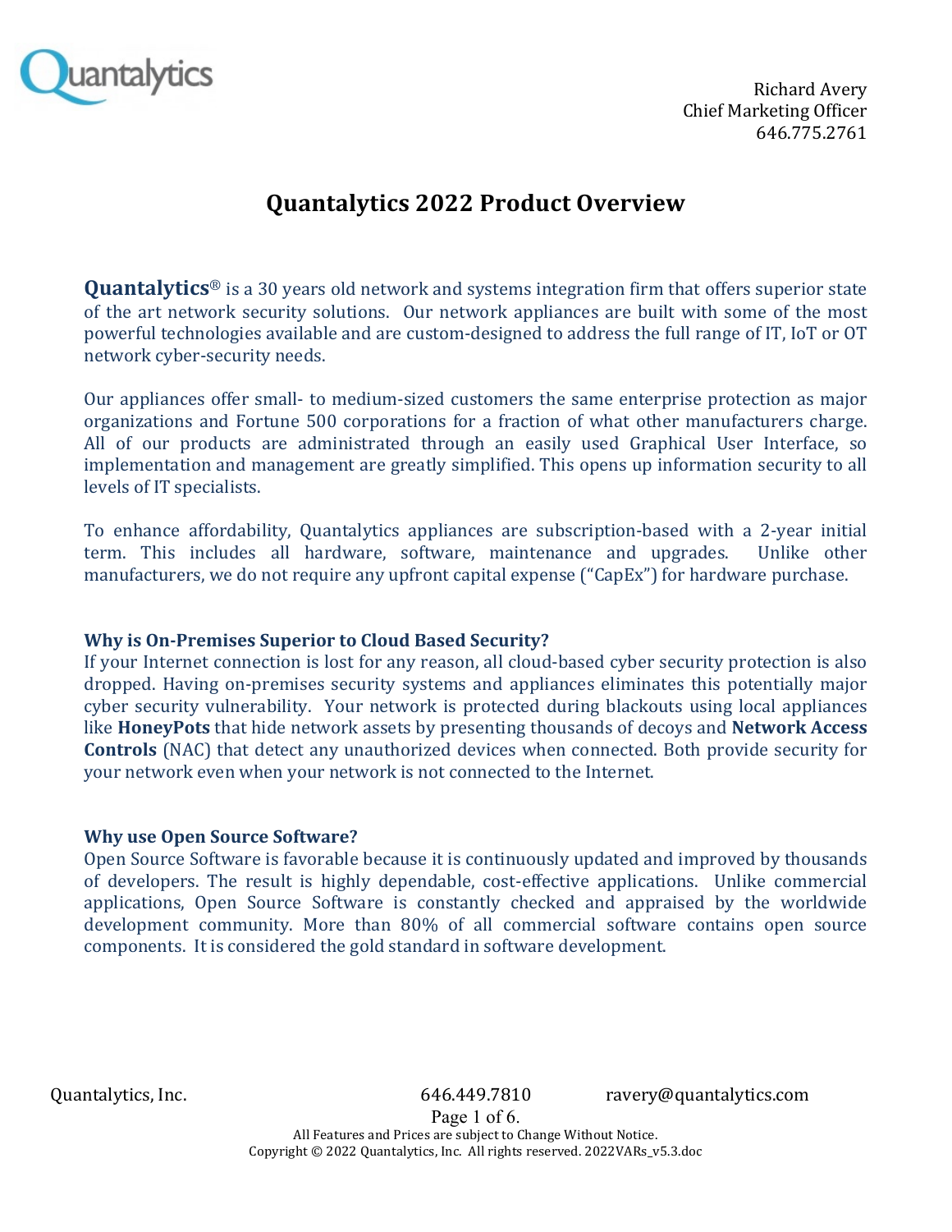Quantalytics

Richard Avery
Chief Marketing Officer
646.775.2761

# Quantalytics 2022 Product Overview

**Quantalytics**® is a 30 years old network and systems integration firm that offers superior state of the art network security solutions. Our network appliances are built with some of the most powerful technologies available and are custom-designed to address the full range of IT, IoT or OT network cyber-security needs.

Our appliances offer small- to medium-sized customers the same enterprise protection as major organizations and Fortune 500 corporations for a fraction of what other manufacturers charge. All of our products are administrated through an easily used Graphical User Interface, so implementation and management are greatly simplified. This opens up information security to all levels of IT specialists.

To enhance affordability, Quantalytics appliances are subscription-based with a 2-year initial term. This includes all hardware, software, maintenance and upgrades. Unlike other manufacturers, we do not require any upfront capital expense ("CapEx") for hardware purchase.

### Why is On-Premises Superior to Cloud Based Security?

If your Internet connection is lost for any reason, all cloud-based cyber security protection is also dropped. Having on-premises security systems and appliances eliminates this potentially major cyber security vulnerability. Your network is protected during blackouts using local appliances like **HoneyPots** that hide network assets by presenting thousands of decoys and **Network Access Controls** (NAC) that detect any unauthorized devices when connected. Both provide security for your network even when your network is not connected to the Internet.

### Why use Open Source Software?

Open Source Software is favorable because it is continuously updated and improved by thousands of developers. The result is highly dependable, cost-effective applications. Unlike commercial applications, Open Source Software is constantly checked and appraised by the worldwide development community. More than 80% of all commercial software contains open source components. It is considered the gold standard in software development.

Quantalytics, Inc. 646.449.7810 ravery@quantalytics.com

All Features and Prices are subject to Change Without Notice.
Copyright © 2022 Quantalytics, Inc. All rights reserved. 2022VARs_v5.3.doc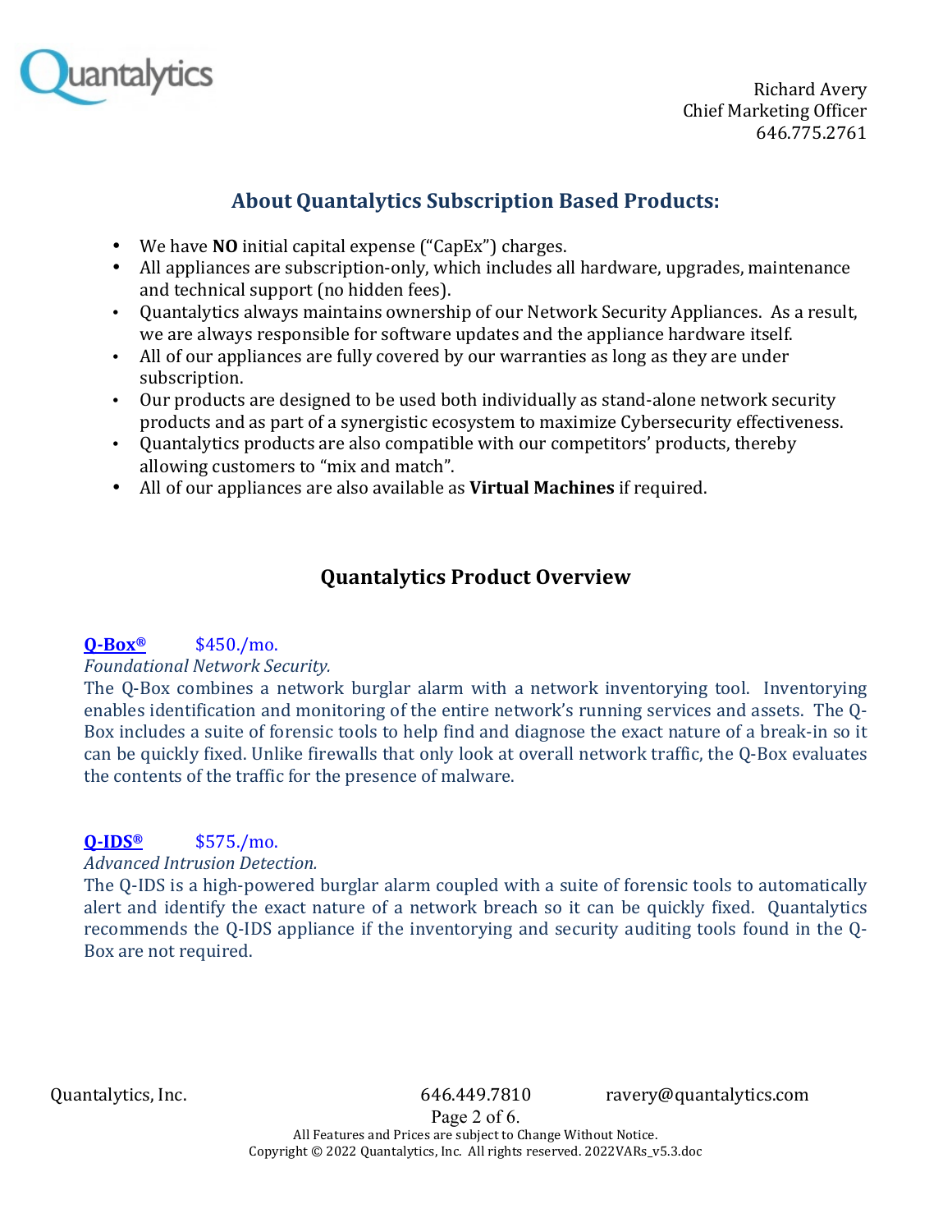Richard Avery
Chief Marketing Officer
646.775.2761

## About Quantalytics Subscription Based Products:

- We have **NO** initial capital expense ("CapEx") charges.
- All appliances are subscription-only, which includes all hardware, upgrades, maintenance and technical support (no hidden fees).
- Quantalytics always maintains ownership of our Network Security Appliances. As a result, we are always responsible for software updates and the appliance hardware itself.
- All of our appliances are fully covered by our warranties as long as they are under subscription.
- Our products are designed to be used both individually as stand-alone network security products and as part of a synergistic ecosystem to maximize Cybersecurity effectiveness.
- Quantalytics products are also compatible with our competitors' products, thereby allowing customers to "mix and match".
- All of our appliances are also available as **Virtual Machines** if required.

## Quantalytics Product Overview

**Q-Box®** $450./mo.
*Foundational Network Security.*
The Q-Box combines a network burglar alarm with a network inventorying tool. Inventorying enables identification and monitoring of the entire network's running services and assets. The Q-Box includes a suite of forensic tools to help find and diagnose the exact nature of a break-in so it can be quickly fixed. Unlike firewalls that only look at overall network traffic, the Q-Box evaluates the contents of the traffic for the presence of malware.

**Q-IDS®** $575./mo.
*Advanced Intrusion Detection.*
The Q-IDS is a high-powered burglar alarm coupled with a suite of forensic tools to automatically alert and identify the exact nature of a network breach so it can be quickly fixed. Quantalytics recommends the Q-IDS appliance if the inventorying and security auditing tools found in the Q-Box are not required.

Quantalytics, Inc. 646.449.7810 ravery@quantalytics.com

All Features and Prices are subject to Change Without Notice.
Copyright © 2022 Quantalytics, Inc. All rights reserved. 2022VARs_v5.3.doc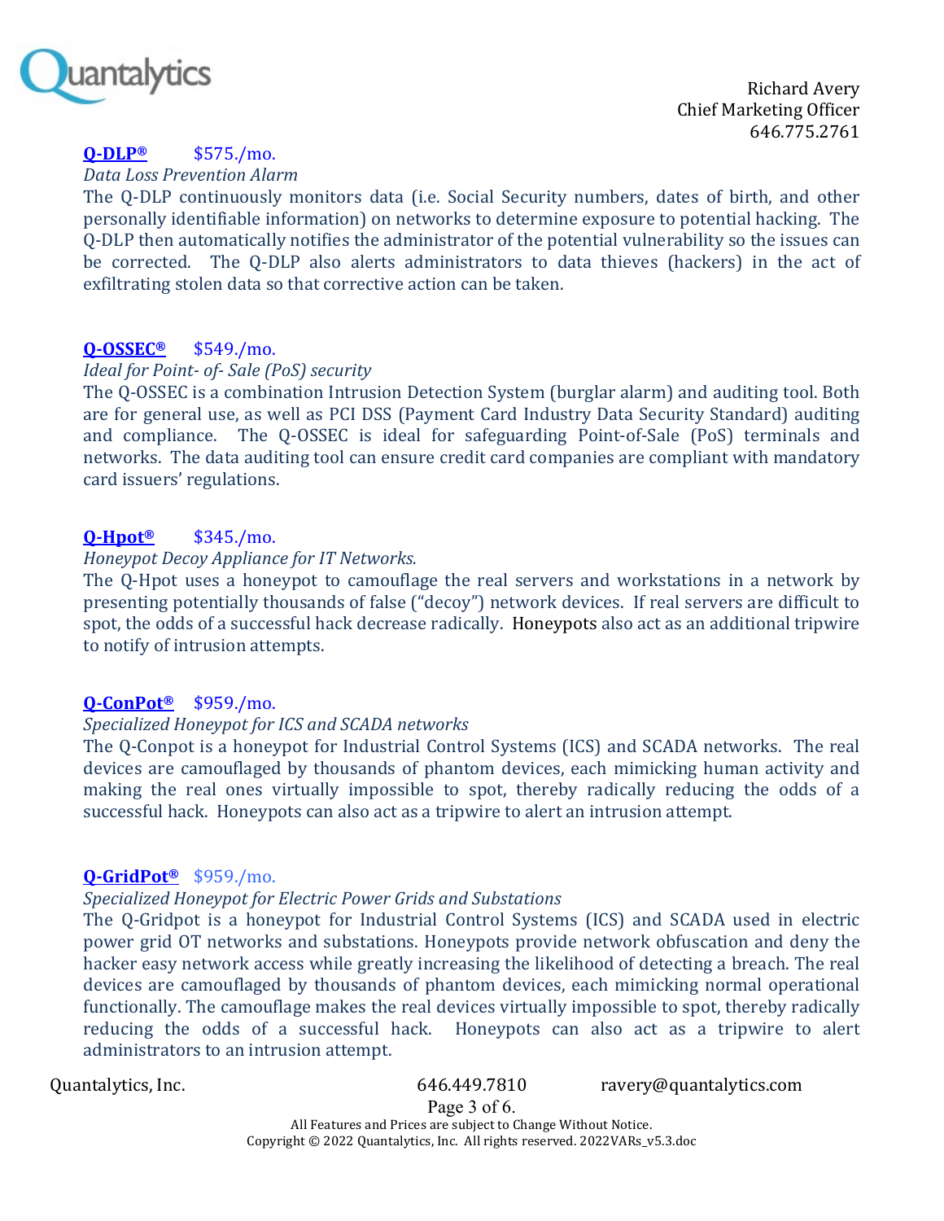**Q-DLP®** $575./mo.

*Data Loss Prevention Alarm*

The Q-DLP continuously monitors data (i.e. Social Security numbers, dates of birth, and other personally identifiable information) on networks to determine exposure to potential hacking. The Q-DLP then automatically notifies the administrator of the potential vulnerability so the issues can be corrected. The Q-DLP also alerts administrators to data thieves (hackers) in the act of exfiltrating stolen data so that corrective action can be taken.

**Q-OSSEC®** $549./mo.

*Ideal for Point- of- Sale (PoS) security*

The Q-OSSEC is a combination Intrusion Detection System (burglar alarm) and auditing tool. Both are for general use, as well as PCI DSS (Payment Card Industry Data Security Standard) auditing and compliance. The Q-OSSEC is ideal for safeguarding Point-of-Sale (PoS) terminals and networks. The data auditing tool can ensure credit card companies are compliant with mandatory card issuers' regulations.

**Q-Hpot®** $345./mo.

*Honeypot Decoy Appliance for IT Networks.*

The Q-Hpot uses a honeypot to camouflage the real servers and workstations in a network by presenting potentially thousands of false ("decoy") network devices. If real servers are difficult to spot, the odds of a successful hack decrease radically. Honeypots also act as an additional tripwire to notify of intrusion attempts.

**Q-ConPot®** $959./mo.

*Specialized Honeypot for ICS and SCADA networks*

The Q-Conpot is a honeypot for Industrial Control Systems (ICS) and SCADA networks. The real devices are camouflaged by thousands of phantom devices, each mimicking human activity and making the real ones virtually impossible to spot, thereby radically reducing the odds of a successful hack. Honeypots can also act as a tripwire to alert an intrusion attempt.

**Q-GridPot®** $959./mo.

*Specialized Honeypot for Electric Power Grids and Substations*

The Q-Gridpot is a honeypot for Industrial Control Systems (ICS) and SCADA used in electric power grid OT networks and substations. Honeypots provide network obfuscation and deny the hacker easy network access while greatly increasing the likelihood of detecting a breach. The real devices are camouflaged by thousands of phantom devices, each mimicking normal operational functionally. The camouflage makes the real devices virtually impossible to spot, thereby radically reducing the odds of a successful hack. Honeypots can also act as a tripwire to alert administrators to an intrusion attempt.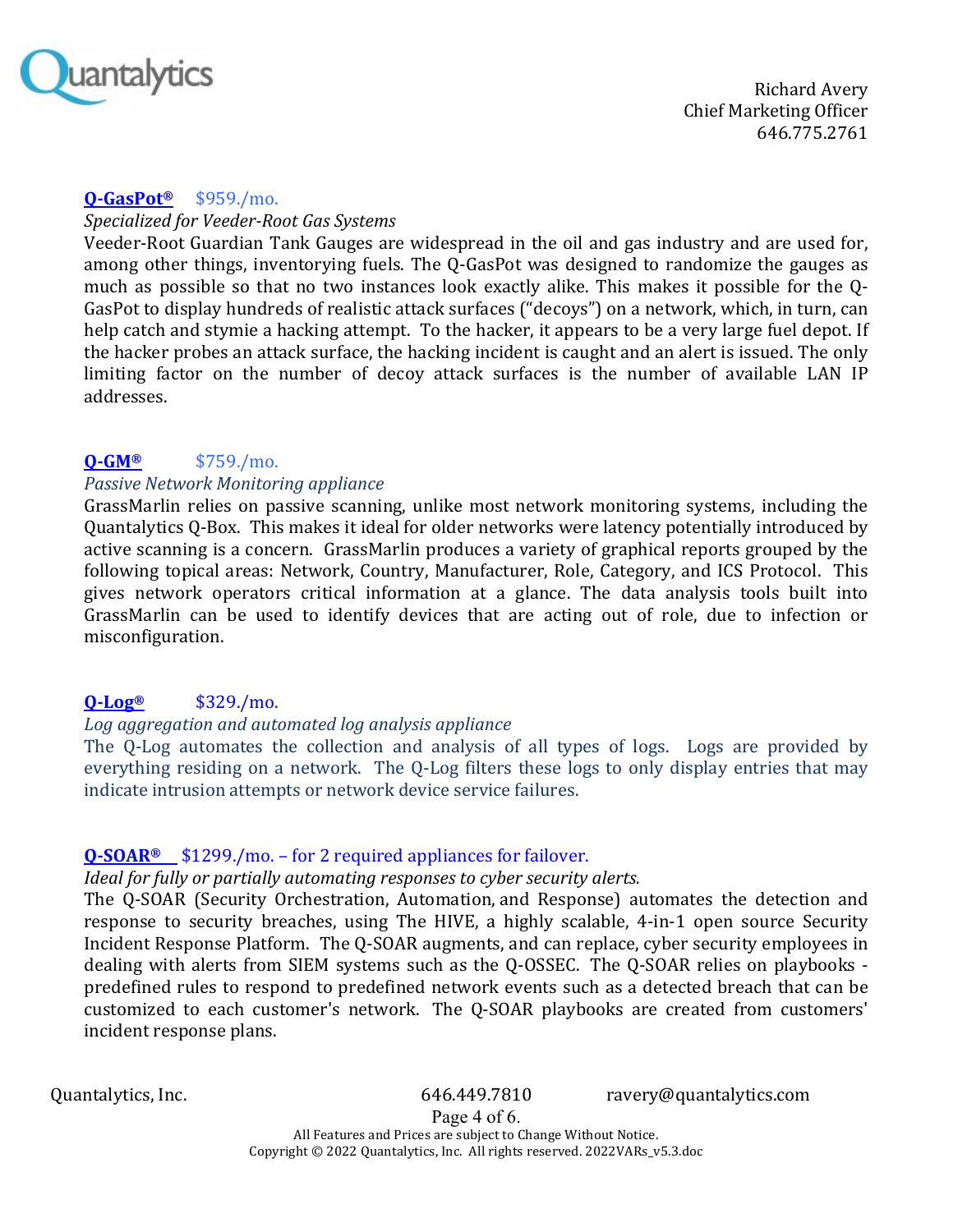**Q-GasPot®** $959./mo.

*Specialized for Veeder-Root Gas Systems*

Veeder-Root Guardian Tank Gauges are widespread in the oil and gas industry and are used for, among other things, inventorying fuels. The Q-GasPot was designed to randomize the gauges as much as possible so that no two instances look exactly alike. This makes it possible for the Q-GasPot to display hundreds of realistic attack surfaces ("decoys") on a network, which, in turn, can help catch and stymie a hacking attempt. To the hacker, it appears to be a very large fuel depot. If the hacker probes an attack surface, the hacking incident is caught and an alert is issued. The only limiting factor on the number of decoy attack surfaces is the number of available LAN IP addresses.

**Q-GM®** $759./mo.

*Passive Network Monitoring appliance*

GrassMarlin relies on passive scanning, unlike most network monitoring systems, including the Quantalytics Q-Box. This makes it ideal for older networks were latency potentially introduced by active scanning is a concern. GrassMarlin produces a variety of graphical reports grouped by the following topical areas: Network, Country, Manufacturer, Role, Category, and ICS Protocol. This gives network operators critical information at a glance. The data analysis tools built into GrassMarlin can be used to identify devices that are acting out of role, due to infection or misconfiguration.

**Q-Log®** $329./mo.

*Log aggregation and automated log analysis appliance*

The Q-Log automates the collection and analysis of all types of logs. Logs are provided by everything residing on a network. The Q-Log filters these logs to only display entries that may indicate intrusion attempts or network device service failures.

**Q-SOAR®** $1299./mo. – for 2 required appliances for failover.

*Ideal for fully or partially automating responses to cyber security alerts.*

The Q-SOAR (Security Orchestration, Automation, and Response) automates the detection and response to security breaches, using The HIVE, a highly scalable, 4-in-1 open source Security Incident Response Platform. The Q-SOAR augments, and can replace, cyber security employees in dealing with alerts from SIEM systems such as the Q-OSSEC. The Q-SOAR relies on playbooks - predefined rules to respond to predefined network events such as a detected breach that can be customized to each customer's network. The Q-SOAR playbooks are created from customers' incident response plans.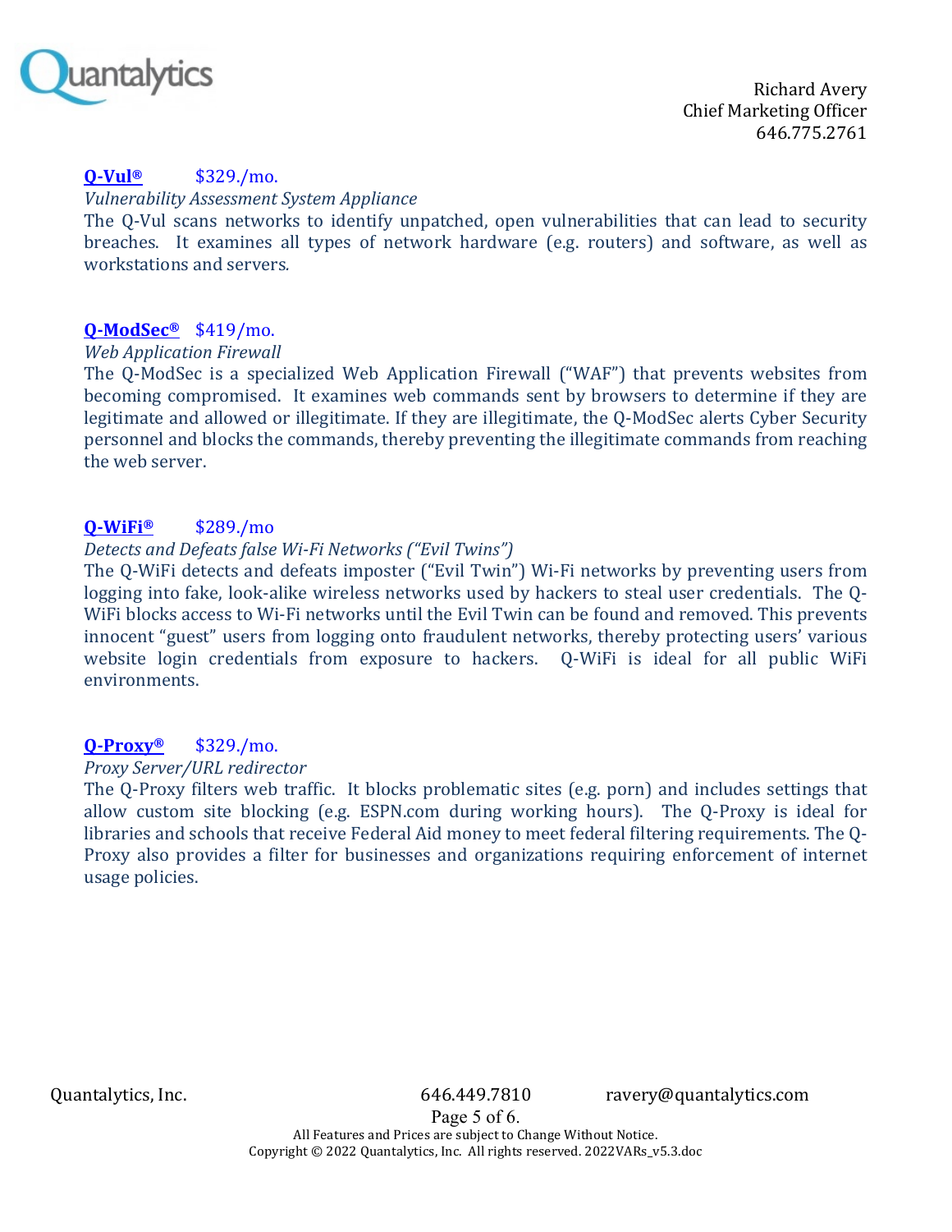**Q-Vul®** $329./mo.

*Vulnerability Assessment System Appliance*

The Q-Vul scans networks to identify unpatched, open vulnerabilities that can lead to security breaches. It examines all types of network hardware (e.g. routers) and software, as well as workstations and servers.

**Q-ModSec®** $419/mo.

*Web Application Firewall*

The Q-ModSec is a specialized Web Application Firewall ("WAF") that prevents websites from becoming compromised. It examines web commands sent by browsers to determine if they are legitimate and allowed or illegitimate. If they are illegitimate, the Q-ModSec alerts Cyber Security personnel and blocks the commands, thereby preventing the illegitimate commands from reaching the web server.

**Q-WiFi®** $289./mo

*Detects and Defeats false Wi-Fi Networks ("Evil Twins")*

The Q-WiFi detects and defeats imposter ("Evil Twin") Wi-Fi networks by preventing users from logging into fake, look-alike wireless networks used by hackers to steal user credentials. The Q-WiFi blocks access to Wi-Fi networks until the Evil Twin can be found and removed. This prevents innocent "guest" users from logging onto fraudulent networks, thereby protecting users' various website login credentials from exposure to hackers. Q-WiFi is ideal for all public WiFi environments.

**Q-Proxy®** $329./mo.

*Proxy Server/URL redirector*

The Q-Proxy filters web traffic. It blocks problematic sites (e.g. porn) and includes settings that allow custom site blocking (e.g. ESPN.com during working hours). The Q-Proxy is ideal for libraries and schools that receive Federal Aid money to meet federal filtering requirements. The Q-Proxy also provides a filter for businesses and organizations requiring enforcement of internet usage policies.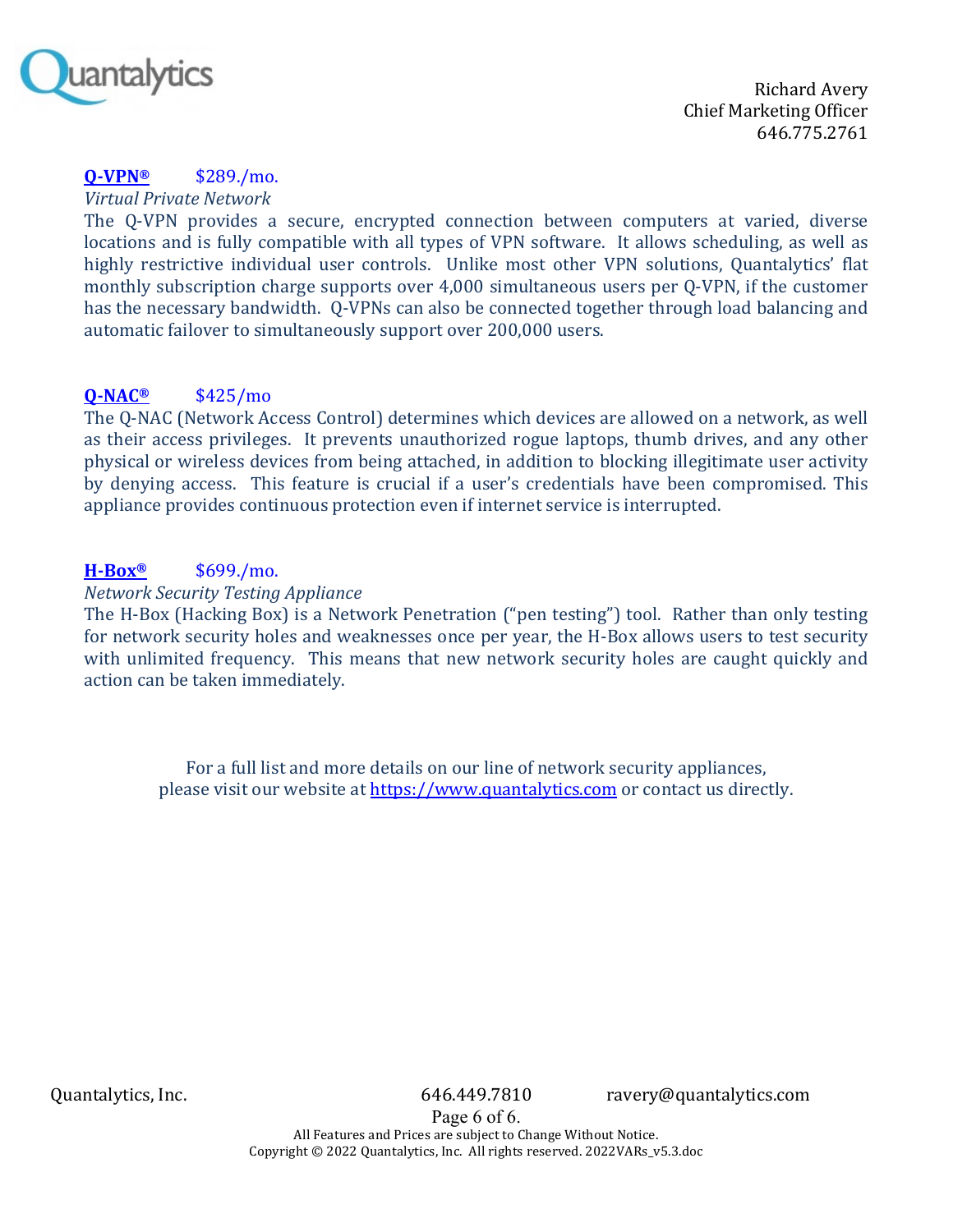Quantalytics

Richard Avery
Chief Marketing Officer
646.775.2761

**Q-VPN®** $289./mo.
*Virtual Private Network*
The Q-VPN provides a secure, encrypted connection between computers at varied, diverse locations and is fully compatible with all types of VPN software. It allows scheduling, as well as highly restrictive individual user controls. Unlike most other VPN solutions, Quantalytics' flat monthly subscription charge supports over 4,000 simultaneous users per Q-VPN, if the customer has the necessary bandwidth. Q-VPNs can also be connected together through load balancing and automatic failover to simultaneously support over 200,000 users.

**Q-NAC®** $425/mo
The Q-NAC (Network Access Control) determines which devices are allowed on a network, as well as their access privileges. It prevents unauthorized rogue laptops, thumb drives, and any other physical or wireless devices from being attached, in addition to blocking illegitimate user activity by denying access. This feature is crucial if a user's credentials have been compromised. This appliance provides continuous protection even if internet service is interrupted.

**H-Box®** $699./mo.
*Network Security Testing Appliance*
The H-Box (Hacking Box) is a Network Penetration ("pen testing") tool. Rather than only testing for network security holes and weaknesses once per year, the H-Box allows users to test security with unlimited frequency. This means that new network security holes are caught quickly and action can be taken immediately.

For a full list and more details on our line of network security appliances,
please visit our website at https://www.quantalytics.com or contact us directly.

Quantalytics, Inc. 646.449.7810 ravery@quantalytics.com

All Features and Prices are subject to Change Without Notice.
Copyright © 2022 Quantalytics, Inc. All rights reserved. 2022VARs_v5.3.doc